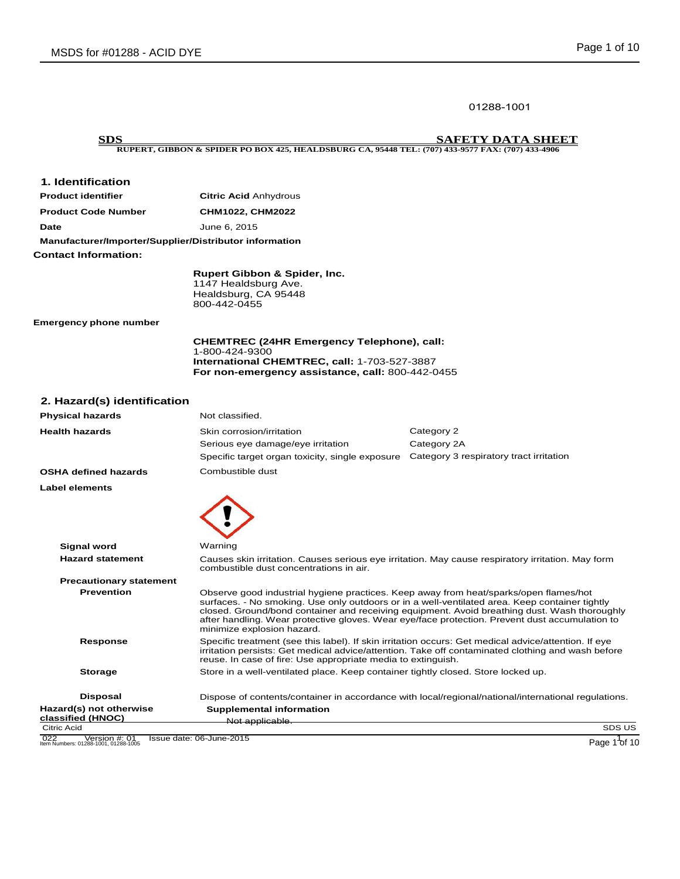01288-1001

**SDS** **SAFETY DATA SHEET**

**RUPERT, GIBBON & SPIDER PO BOX 425, HEALDSBURG CA, 95448 TEL: (707) 433-9577 FAX: (707) 433-4906**

## 1. Identification

| | |
|---|---|
| **Product identifier** | **Citric Acid** Anhydrous |
| **Product Code Number** | **CHM1022, CHM2022** |
| **Date** | June 6, 2015 |

**Manufacturer/Importer/Supplier/Distributor information**

**Contact Information:**

**Rupert Gibbon & Spider, Inc.**
1147 Healdsburg Ave.
Healdsburg, CA 95448
800-442-0455

**Emergency phone number**

**CHEMTREC (24HR Emergency Telephone), call:**
1-800-424-9300
**International CHEMTREC, call:** 1-703-527-3887
**For non-emergency assistance, call:** 800-442-0455

## 2. Hazard(s) identification

| | | |
|---|---|---|
| **Physical hazards** | Not classified. | |
| **Health hazards** | Skin corrosion/irritation | Category 2 |
| | Serious eye damage/eye irritation | Category 2A |
| | Specific target organ toxicity, single exposure | Category 3 respiratory tract irritation |
| **OSHA defined hazards** | Combustible dust | |

**Label elements**

**Signal word** Warning

**Hazard statement** Causes skin irritation. Causes serious eye irritation. May cause respiratory irritation. May form combustible dust concentrations in air.

**Precautionary statement**

**Prevention** Observe good industrial hygiene practices. Keep away from heat/sparks/open flames/hot surfaces. - No smoking. Use only outdoors or in a well-ventilated area. Keep container tightly closed. Ground/bond container and receiving equipment. Avoid breathing dust. Wash thoroughly after handling. Wear protective gloves. Wear eye/face protection. Prevent dust accumulation to minimize explosion hazard.

**Response** Specific treatment (see this label). If skin irritation occurs: Get medical advice/attention. If eye irritation persists: Get medical advice/attention. Take off contaminated clothing and wash before reuse. In case of fire: Use appropriate media to extinguish.

**Storage** Store in a well-ventilated place. Keep container tightly closed. Store locked up.

**Disposal** Dispose of contents/container in accordance with local/regional/national/international regulations.

**Hazard(s) not otherwise classified (HNOC)** Not applicable.

**Supplemental information**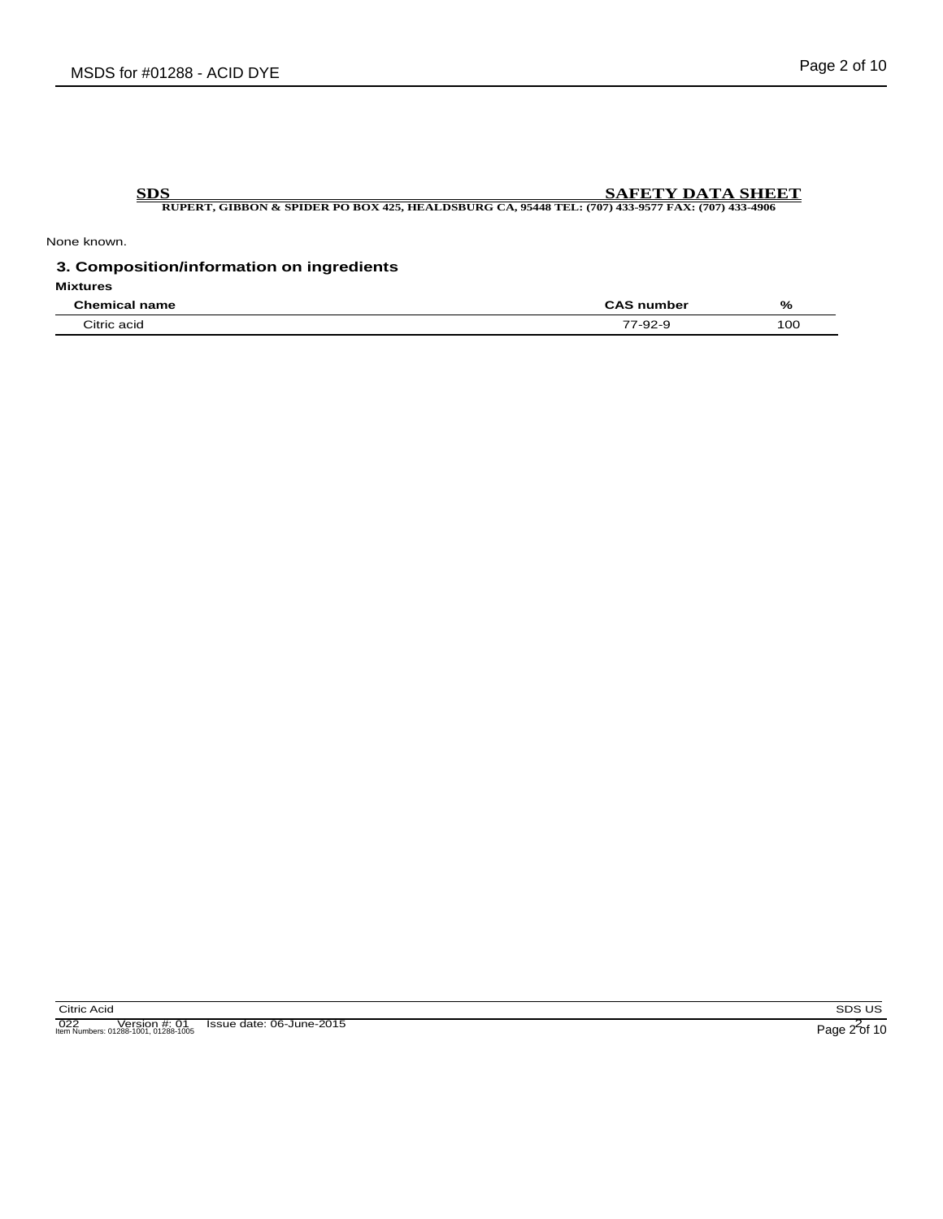None known.

## 3. Composition/information on ingredients

**Mixtures**

| Chemical name | CAS number | % |
|---|---|---|
| Citric acid | 77-92-9 | 100 |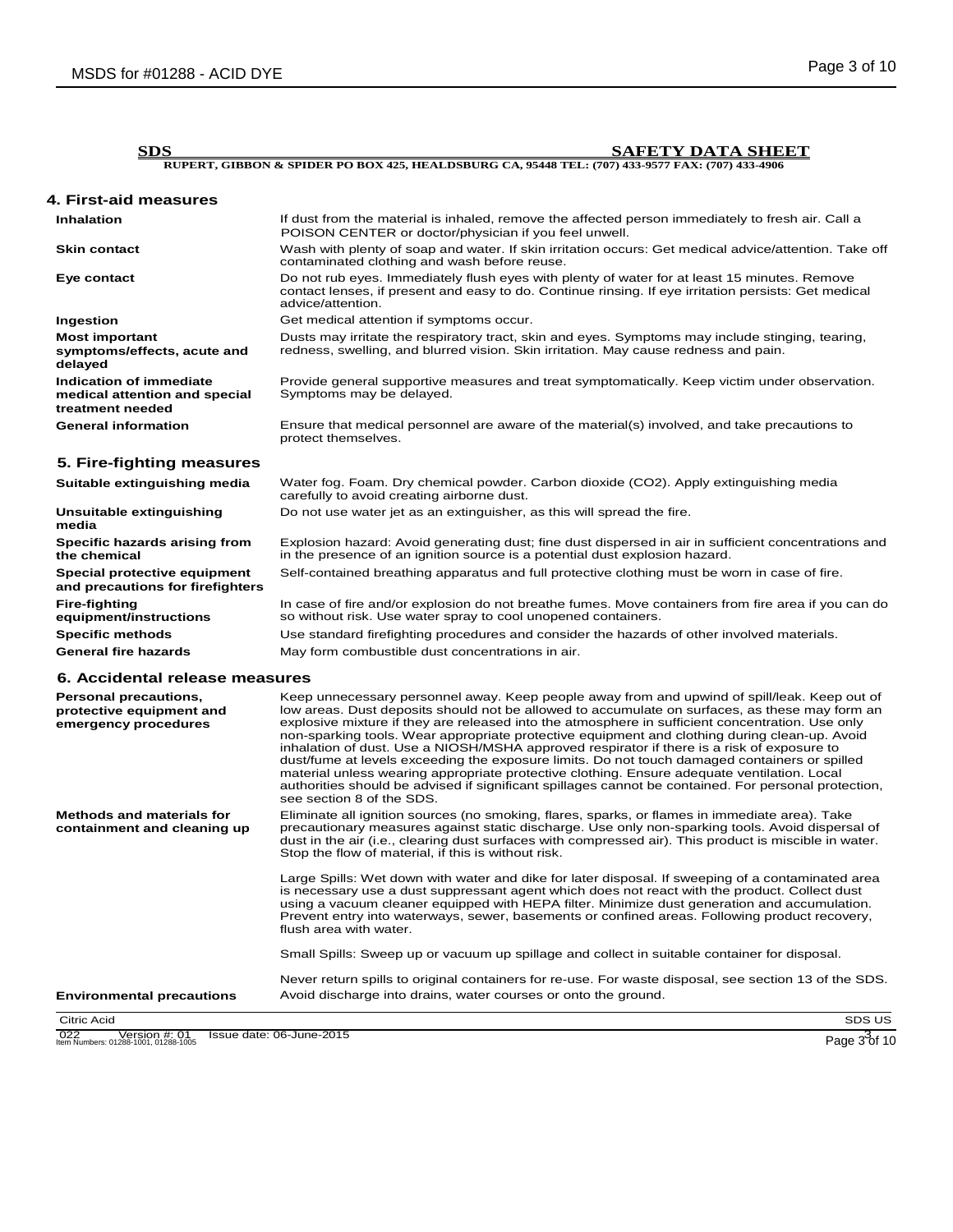**SDS** **SAFETY DATA SHEET**

**RUPERT, GIBBON & SPIDER PO BOX 425, HEALDSBURG CA, 95448 TEL: (707) 433-9577 FAX: (707) 433-4906**

## 4. First-aid measures

| | |
|---|---|
| **Inhalation** | If dust from the material is inhaled, remove the affected person immediately to fresh air. Call a POISON CENTER or doctor/physician if you feel unwell. |
| **Skin contact** | Wash with plenty of soap and water. If skin irritation occurs: Get medical advice/attention. Take off contaminated clothing and wash before reuse. |
| **Eye contact** | Do not rub eyes. Immediately flush eyes with plenty of water for at least 15 minutes. Remove contact lenses, if present and easy to do. Continue rinsing. If eye irritation persists: Get medical advice/attention. |
| **Ingestion** | Get medical attention if symptoms occur. |
| **Most important symptoms/effects, acute and delayed** | Dusts may irritate the respiratory tract, skin and eyes. Symptoms may include stinging, tearing, redness, swelling, and blurred vision. Skin irritation. May cause redness and pain. |
| **Indication of immediate medical attention and special treatment needed** | Provide general supportive measures and treat symptomatically. Keep victim under observation. Symptoms may be delayed. |
| **General information** | Ensure that medical personnel are aware of the material(s) involved, and take precautions to protect themselves. |

## 5. Fire-fighting measures

| | |
|---|---|
| **Suitable extinguishing media** | Water fog. Foam. Dry chemical powder. Carbon dioxide ($CO_2$). Apply extinguishing media carefully to avoid creating airborne dust. |
| **Unsuitable extinguishing media** | Do not use water jet as an extinguisher, as this will spread the fire. |
| **Specific hazards arising from the chemical** | Explosion hazard: Avoid generating dust; fine dust dispersed in air in sufficient concentrations and in the presence of an ignition source is a potential dust explosion hazard. |
| **Special protective equipment and precautions for firefighters** | Self-contained breathing apparatus and full protective clothing must be worn in case of fire. |
| **Fire-fighting equipment/instructions** | In case of fire and/or explosion do not breathe fumes. Move containers from fire area if you can do so without risk. Use water spray to cool unopened containers. |
| **Specific methods** | Use standard firefighting procedures and consider the hazards of other involved materials. |
| **General fire hazards** | May form combustible dust concentrations in air. |

## 6. Accidental release measures

**Personal precautions, protective equipment and emergency procedures**

Keep unnecessary personnel away. Keep people away from and upwind of spill/leak. Keep out of low areas. Dust deposits should not be allowed to accumulate on surfaces, as these may form an explosive mixture if they are released into the atmosphere in sufficient concentration. Use only non-sparking tools. Wear appropriate protective equipment and clothing during clean-up. Avoid inhalation of dust. Use a NIOSH/MSHA approved respirator if there is a risk of exposure to dust/fume at levels exceeding the exposure limits. Do not touch damaged containers or spilled material unless wearing appropriate protective clothing. Ensure adequate ventilation. Local authorities should be advised if significant spillages cannot be contained. For personal protection, see section 8 of the SDS.

**Methods and materials for containment and cleaning up**

Eliminate all ignition sources (no smoking, flares, sparks, or flames in immediate area). Take precautionary measures against static discharge. Use only non-sparking tools. Avoid dispersal of dust in the air (i.e., clearing dust surfaces with compressed air). This product is miscible in water. Stop the flow of material, if this is without risk.

Large Spills: Wet down with water and dike for later disposal. If sweeping of a contaminated area is necessary use a dust suppressant agent which does not react with the product. Collect dust using a vacuum cleaner equipped with HEPA filter. Minimize dust generation and accumulation. Prevent entry into waterways, sewer, basements or confined areas. Following product recovery, flush area with water.

Small Spills: Sweep up or vacuum up spillage and collect in suitable container for disposal.

Never return spills to original containers for re-use. For waste disposal, see section 13 of the SDS.

**Environmental precautions**

Avoid discharge into drains, water courses or onto the ground.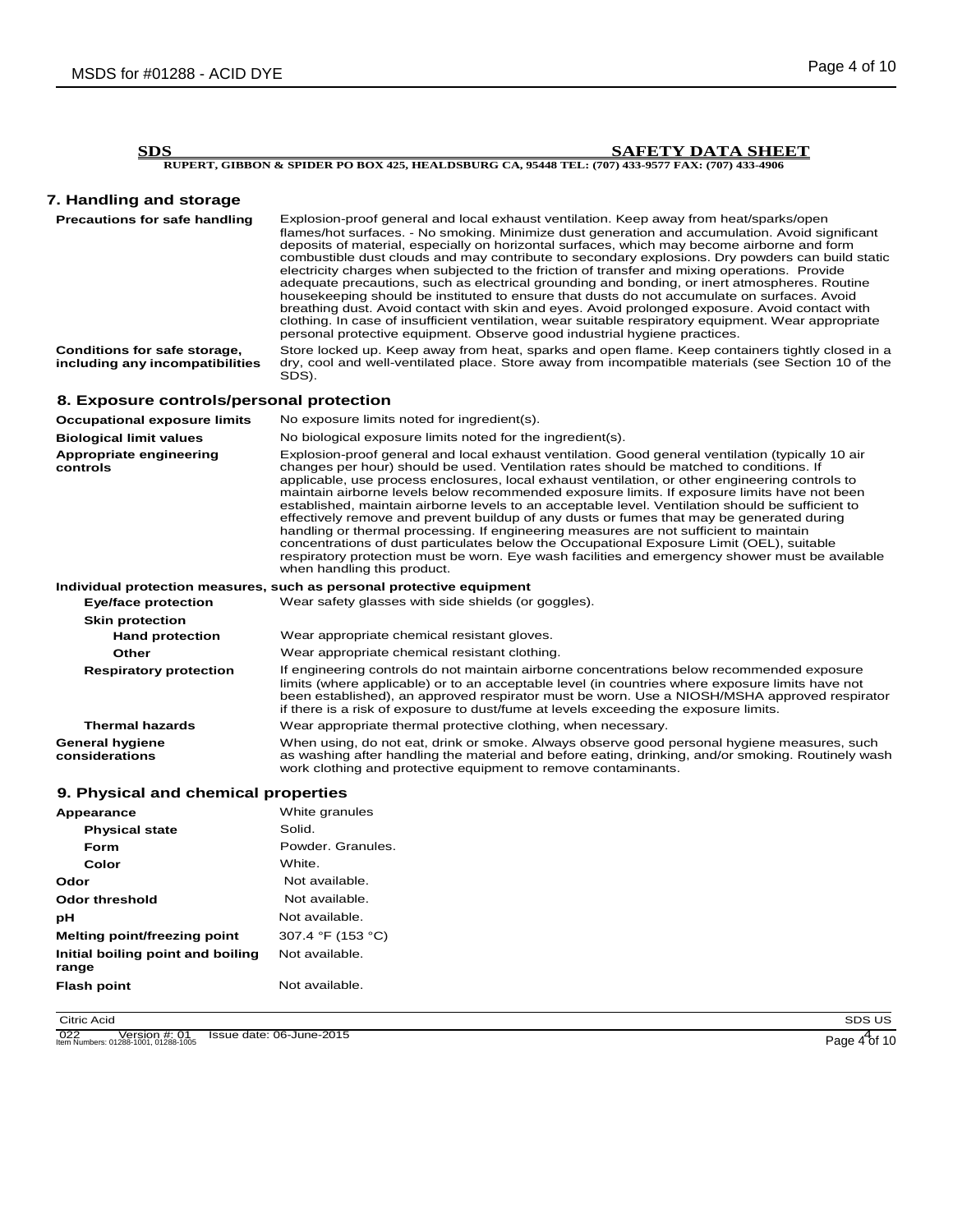**SDS** **SAFETY DATA SHEET**

**RUPERT, GIBBON & SPIDER PO BOX 425, HEALDSBURG CA, 95448 TEL: (707) 433-9577 FAX: (707) 433-4906**

## 7. Handling and storage

**Precautions for safe handling**
Explosion-proof general and local exhaust ventilation. Keep away from heat/sparks/open flames/hot surfaces. - No smoking. Minimize dust generation and accumulation. Avoid significant deposits of material, especially on horizontal surfaces, which may become airborne and form combustible dust clouds and may contribute to secondary explosions. Dry powders can build static electricity charges when subjected to the friction of transfer and mixing operations. Provide adequate precautions, such as electrical grounding and bonding, or inert atmospheres. Routine housekeeping should be instituted to ensure that dusts do not accumulate on surfaces. Avoid breathing dust. Avoid contact with skin and eyes. Avoid prolonged exposure. Avoid contact with clothing. In case of insufficient ventilation, wear suitable respiratory equipment. Wear appropriate personal protective equipment. Observe good industrial hygiene practices.

**Conditions for safe storage, including any incompatibilities**
Store locked up. Keep away from heat, sparks and open flame. Keep containers tightly closed in a dry, cool and well-ventilated place. Store away from incompatible materials (see Section 10 of the SDS).

## 8. Exposure controls/personal protection

**Occupational exposure limits**
No exposure limits noted for ingredient(s).

**Biological limit values**
No biological exposure limits noted for the ingredient(s).

**Appropriate engineering controls**
Explosion-proof general and local exhaust ventilation. Good general ventilation (typically 10 air changes per hour) should be used. Ventilation rates should be matched to conditions. If applicable, use process enclosures, local exhaust ventilation, or other engineering controls to maintain airborne levels below recommended exposure limits. If exposure limits have not been established, maintain airborne levels to an acceptable level. Ventilation should be sufficient to effectively remove and prevent buildup of any dusts or fumes that may be generated during handling or thermal processing. If engineering measures are not sufficient to maintain concentrations of dust particulates below the Occupational Exposure Limit (OEL), suitable respiratory protection must be worn. Eye wash facilities and emergency shower must be available when handling this product.

**Individual protection measures, such as personal protective equipment**

**Eye/face protection**
Wear safety glasses with side shields (or goggles).

**Skin protection**

**Hand protection**
Wear appropriate chemical resistant gloves.

**Other**
Wear appropriate chemical resistant clothing.

**Respiratory protection**
If engineering controls do not maintain airborne concentrations below recommended exposure limits (where applicable) or to an acceptable level (in countries where exposure limits have not been established), an approved respirator must be worn. Use a NIOSH/MSHA approved respirator if there is a risk of exposure to dust/fume at levels exceeding the exposure limits.

**Thermal hazards**
Wear appropriate thermal protective clothing, when necessary.

**General hygiene considerations**
When using, do not eat, drink or smoke. Always observe good personal hygiene measures, such as washing after handling the material and before eating, drinking, and/or smoking. Routinely wash work clothing and protective equipment to remove contaminants.

## 9. Physical and chemical properties

| Property | Value |
|---|---|
| **Appearance** | White granules |
| **Physical state** | Solid. |
| **Form** | Powder. Granules. |
| **Color** | White. |
| **Odor** | Not available. |
| **Odor threshold** | Not available. |
| **pH** | Not available. |
| **Melting point/freezing point** | 307.4 °F (153 °C) |
| **Initial boiling point and boiling range** | Not available. |
| **Flash point** | Not available. |

Citric Acid SDS US

022 Version #: 01 Issue date: 06-June-2015
Item Numbers: 01288-1001, 01288-1005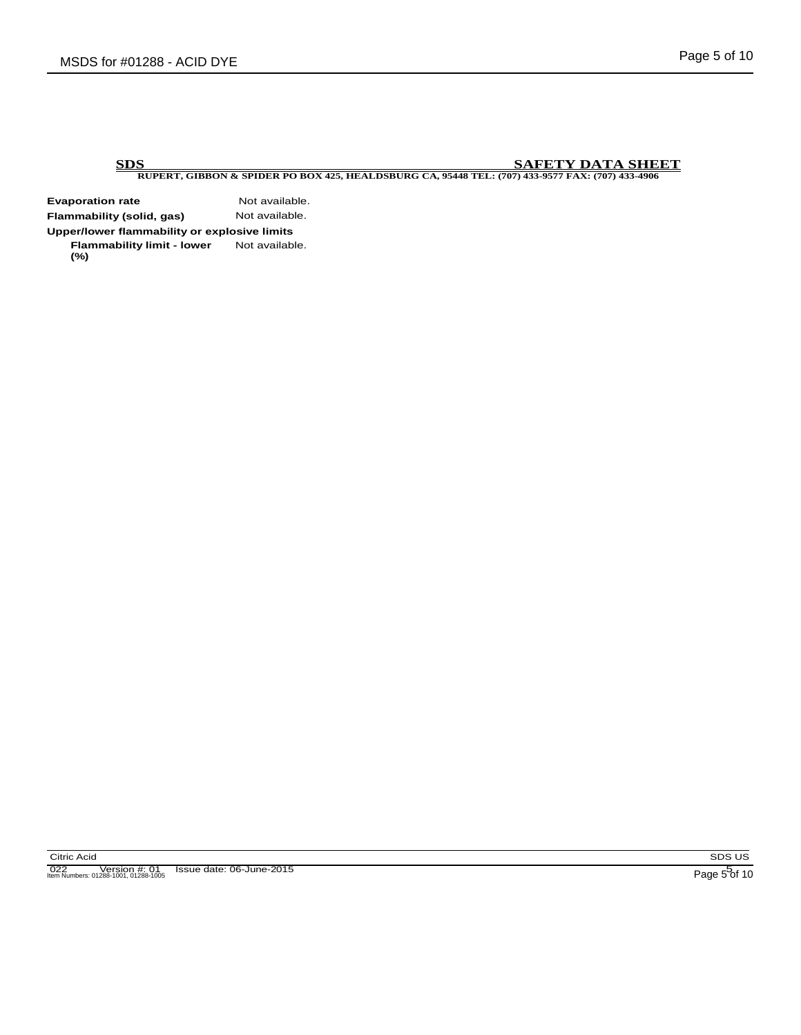**SDS** **SAFETY DATA SHEET**

**RUPERT, GIBBON & SPIDER PO BOX 425, HEALDSBURG CA, 95448 TEL: (707) 433-9577 FAX: (707) 433-4906**

**Evaporation rate** Not available.

**Flammability (solid, gas)** Not available.

**Upper/lower flammability or explosive limits**

**Flammability limit - lower (%)** Not available.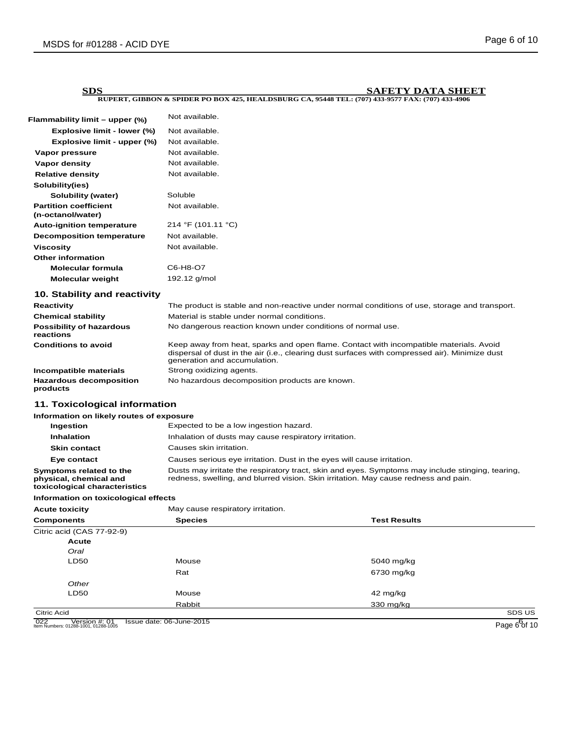**SDS** **SAFETY DATA SHEET**

**RUPERT, GIBBON & SPIDER PO BOX 425, HEALDSBURG CA, 95448 TEL: (707) 433-9577 FAX: (707) 433-4906**

| | |
|---|---|
| **Flammability limit – upper (%)** | Not available. |
| **Explosive limit - lower (%)** | Not available. |
| **Explosive limit - upper (%)** | Not available. |
| **Vapor pressure** | Not available. |
| **Vapor density** | Not available. |
| **Relative density** | Not available. |
| **Solubility(ies)** | |
| **Solubility (water)** | Soluble |
| **Partition coefficient (n-octanol/water)** | Not available. |
| **Auto-ignition temperature** | 214 °F (101.11 °C) |
| **Decomposition temperature** | Not available. |
| **Viscosity** | Not available. |
| **Other information** | |
| **Molecular formula** | C6-H8-O7 |
| **Molecular weight** | 192.12 g/mol |

## 10. Stability and reactivity

| | |
|---|---|
| **Reactivity** | The product is stable and non-reactive under normal conditions of use, storage and transport. |
| **Chemical stability** | Material is stable under normal conditions. |
| **Possibility of hazardous reactions** | No dangerous reaction known under conditions of normal use. |
| **Conditions to avoid** | Keep away from heat, sparks and open flame. Contact with incompatible materials. Avoid dispersal of dust in the air (i.e., clearing dust surfaces with compressed air). Minimize dust generation and accumulation. |
| **Incompatible materials** | Strong oxidizing agents. |
| **Hazardous decomposition products** | No hazardous decomposition products are known. |

## 11. Toxicological information

**Information on likely routes of exposure**

| | |
|---|---|
| **Ingestion** | Expected to be a low ingestion hazard. |
| **Inhalation** | Inhalation of dusts may cause respiratory irritation. |
| **Skin contact** | Causes skin irritation. |
| **Eye contact** | Causes serious eye irritation. Dust in the eyes will cause irritation. |
| **Symptoms related to the physical, chemical and toxicological characteristics** | Dusts may irritate the respiratory tract, skin and eyes. Symptoms may include stinging, tearing, redness, swelling, and blurred vision. Skin irritation. May cause redness and pain. |

**Information on toxicological effects**

**Acute toxicity** May cause respiratory irritation.

| Components | Species | Test Results |
|---|---|---|
| Citric acid (CAS 77-92-9) | | |
| **Acute** | | |
| *Oral* | | |
| LD50 | Mouse | 5040 mg/kg |
| | Rat | 6730 mg/kg |
| *Other* | | |
| LD50 | Mouse | 42 mg/kg |
| | Rabbit | 330 mg/kg |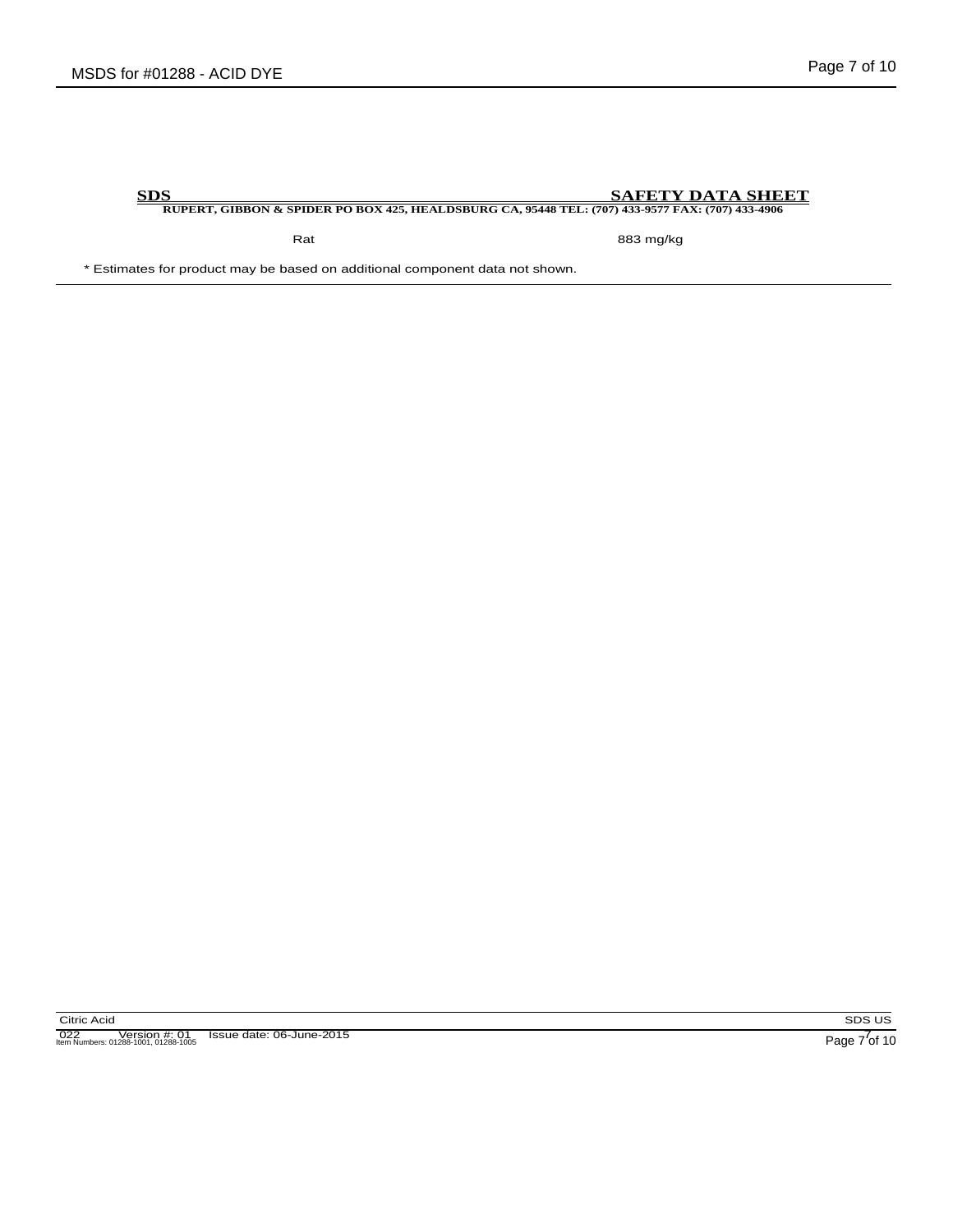| Rat | 883 mg/kg |
|---|---|

* Estimates for product may be based on additional component data not shown.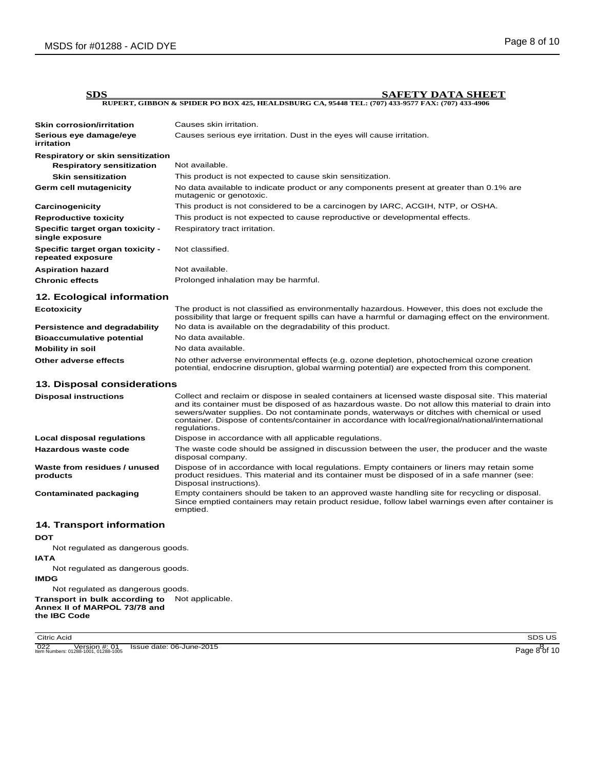**SDS** **SAFETY DATA SHEET**

**RUPERT, GIBBON & SPIDER PO BOX 425, HEALDSBURG CA, 95448 TEL: (707) 433-9577 FAX: (707) 433-4906**

| | |
|---|---|
| **Skin corrosion/irritation** | Causes skin irritation. |
| **Serious eye damage/eye irritation** | Causes serious eye irritation. Dust in the eyes will cause irritation. |
| **Respiratory or skin sensitization** | |
| **Respiratory sensitization** | Not available. |
| **Skin sensitization** | This product is not expected to cause skin sensitization. |
| **Germ cell mutagenicity** | No data available to indicate product or any components present at greater than 0.1% are mutagenic or genotoxic. |
| **Carcinogenicity** | This product is not considered to be a carcinogen by IARC, ACGIH, NTP, or OSHA. |
| **Reproductive toxicity** | This product is not expected to cause reproductive or developmental effects. |
| **Specific target organ toxicity - single exposure** | Respiratory tract irritation. |
| **Specific target organ toxicity - repeated exposure** | Not classified. |
| **Aspiration hazard** | Not available. |
| **Chronic effects** | Prolonged inhalation may be harmful. |

## 12. Ecological information

| | |
|---|---|
| **Ecotoxicity** | The product is not classified as environmentally hazardous. However, this does not exclude the possibility that large or frequent spills can have a harmful or damaging effect on the environment. |
| **Persistence and degradability** | No data is available on the degradability of this product. |
| **Bioaccumulative potential** | No data available. |
| **Mobility in soil** | No data available. |
| **Other adverse effects** | No other adverse environmental effects (e.g. ozone depletion, photochemical ozone creation potential, endocrine disruption, global warming potential) are expected from this component. |

## 13. Disposal considerations

| | |
|---|---|
| **Disposal instructions** | Collect and reclaim or dispose in sealed containers at licensed waste disposal site. This material and its container must be disposed of as hazardous waste. Do not allow this material to drain into sewers/water supplies. Do not contaminate ponds, waterways or ditches with chemical or used container. Dispose of contents/container in accordance with local/regional/national/international regulations. |
| **Local disposal regulations** | Dispose in accordance with all applicable regulations. |
| **Hazardous waste code** | The waste code should be assigned in discussion between the user, the producer and the waste disposal company. |
| **Waste from residues / unused products** | Dispose of in accordance with local regulations. Empty containers or liners may retain some product residues. This material and its container must be disposed of in a safe manner (see: Disposal instructions). |
| **Contaminated packaging** | Empty containers should be taken to an approved waste handling site for recycling or disposal. Since emptied containers may retain product residue, follow label warnings even after container is emptied. |

## 14. Transport information

**DOT**

Not regulated as dangerous goods.

**IATA**

Not regulated as dangerous goods.

**IMDG**

Not regulated as dangerous goods.

| | |
|---|---|
| **Transport in bulk according to Annex II of MARPOL 73/78 and the IBC Code** | Not applicable. |

Citric Acid SDS US

022 Version #: 01 Issue date: 06-June-2015
Item Numbers: 01288-1001, 01288-1005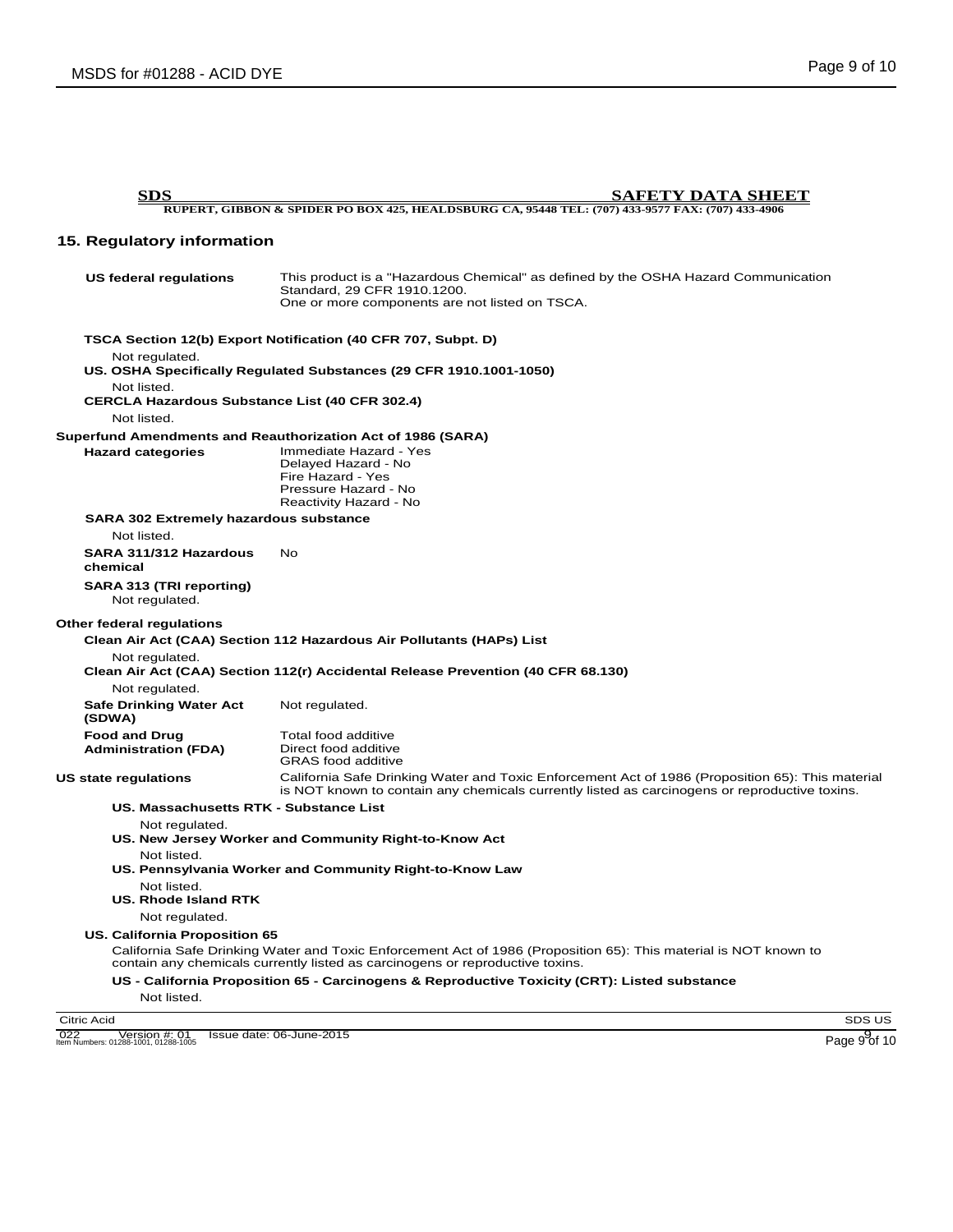**SDS** **SAFETY DATA SHEET**

**RUPERT, GIBBON & SPIDER PO BOX 425, HEALDSBURG CA, 95448 TEL: (707) 433-9577 FAX: (707) 433-4906**

## 15. Regulatory information

**US federal regulations** This product is a "Hazardous Chemical" as defined by the OSHA Hazard Communication Standard, 29 CFR 1910.1200.
One or more components are not listed on TSCA.

**TSCA Section 12(b) Export Notification (40 CFR 707, Subpt. D)**

Not regulated.

**US. OSHA Specifically Regulated Substances (29 CFR 1910.1001-1050)**

Not listed.

**CERCLA Hazardous Substance List (40 CFR 302.4)**

Not listed.

**Superfund Amendments and Reauthorization Act of 1986 (SARA)**

**Hazard categories**
Immediate Hazard - Yes
Delayed Hazard - No
Fire Hazard - Yes
Pressure Hazard - No
Reactivity Hazard - No

**SARA 302 Extremely hazardous substance**

Not listed.

**SARA 311/312 Hazardous chemical** No

**SARA 313 (TRI reporting)**

Not regulated.

**Other federal regulations**

**Clean Air Act (CAA) Section 112 Hazardous Air Pollutants (HAPs) List**

Not regulated.

**Clean Air Act (CAA) Section 112(r) Accidental Release Prevention (40 CFR 68.130)**

Not regulated.

**Safe Drinking Water Act (SDWA)** Not regulated.

**Food and Drug Administration (FDA)**
Total food additive
Direct food additive
GRAS food additive

**US state regulations** California Safe Drinking Water and Toxic Enforcement Act of 1986 (Proposition 65): This material is NOT known to contain any chemicals currently listed as carcinogens or reproductive toxins.

**US. Massachusetts RTK - Substance List**

Not regulated.

**US. New Jersey Worker and Community Right-to-Know Act**

Not listed.

**US. Pennsylvania Worker and Community Right-to-Know Law**

Not listed.

**US. Rhode Island RTK**

Not regulated.

**US. California Proposition 65**

California Safe Drinking Water and Toxic Enforcement Act of 1986 (Proposition 65): This material is NOT known to contain any chemicals currently listed as carcinogens or reproductive toxins.

**US - California Proposition 65 - Carcinogens & Reproductive Toxicity (CRT): Listed substance**

Not listed.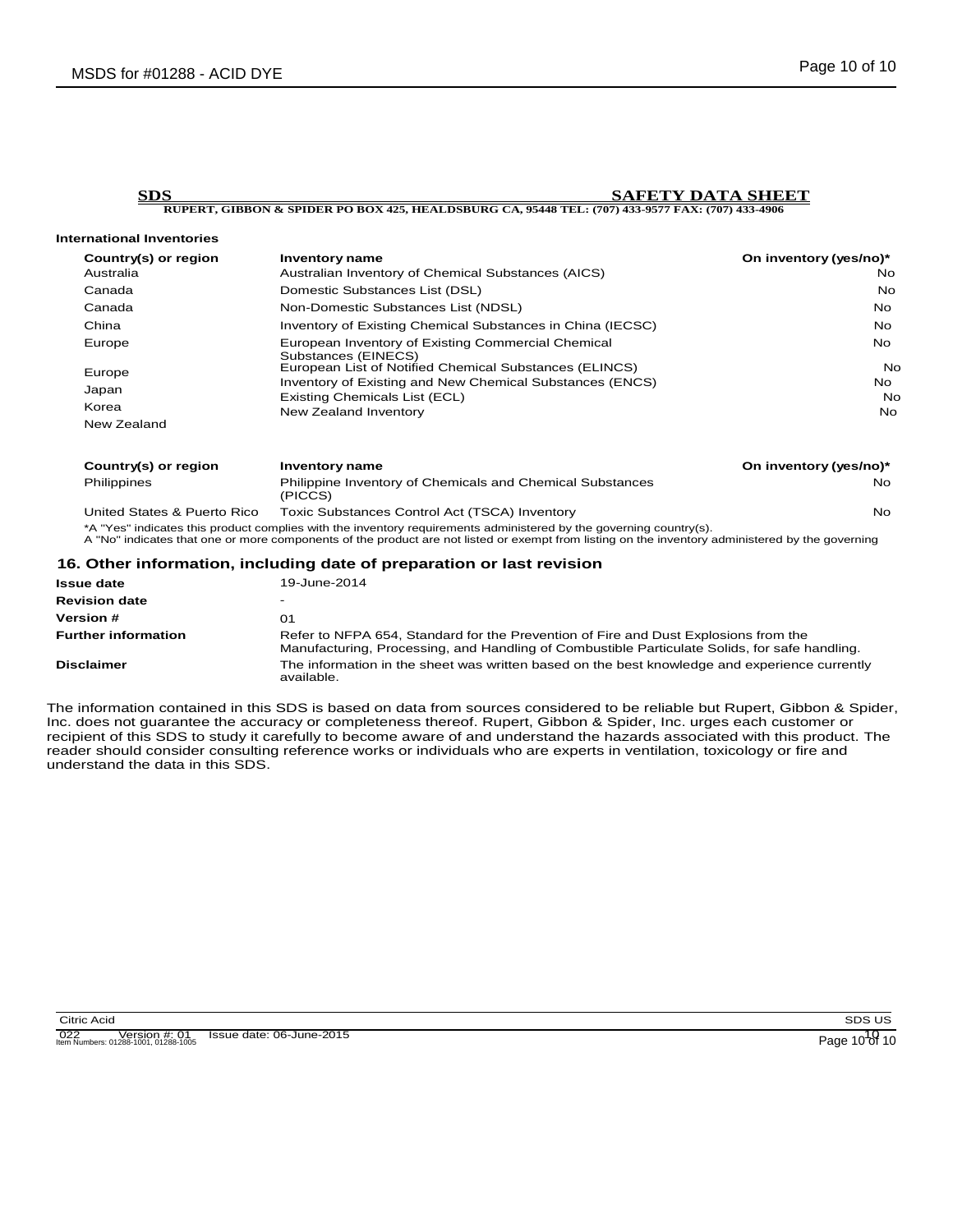**SDS** **SAFETY DATA SHEET**

**RUPERT, GIBBON & SPIDER PO BOX 425, HEALDSBURG CA, 95448 TEL: (707) 433-9577 FAX: (707) 433-4906**

**International Inventories**

| Country(s) or region | Inventory name | On inventory (yes/no)* |
|---|---|---|
| Australia | Australian Inventory of Chemical Substances (AICS) | No |
| Canada | Domestic Substances List (DSL) | No |
| Canada | Non-Domestic Substances List (NDSL) | No |
| China | Inventory of Existing Chemical Substances in China (IECSC) | No |
| Europe | European Inventory of Existing Commercial Chemical Substances (EINECS) | No |
| Europe | European List of Notified Chemical Substances (ELINCS) | No |
| Japan | Inventory of Existing and New Chemical Substances (ENCS) | No |
| Korea | Existing Chemicals List (ECL) | No |
| New Zealand | New Zealand Inventory | No |
| **Country(s) or region** | **Inventory name** | **On inventory (yes/no)*** |
| Philippines | Philippine Inventory of Chemicals and Chemical Substances (PICCS) | No |
| United States & Puerto Rico | Toxic Substances Control Act (TSCA) Inventory | No |

*A "Yes" indicates this product complies with the inventory requirements administered by the governing country(s).
A "No" indicates that one or more components of the product are not listed or exempt from listing on the inventory administered by the governing

## 16. Other information, including date of preparation or last revision

| | |
|---|---|
| **Issue date** | 19-June-2014 |
| **Revision date** | - |
| **Version #** | 01 |
| **Further information** | Refer to NFPA 654, Standard for the Prevention of Fire and Dust Explosions from the Manufacturing, Processing, and Handling of Combustible Particulate Solids, for safe handling. |
| **Disclaimer** | The information in the sheet was written based on the best knowledge and experience currently available. |

The information contained in this SDS is based on data from sources considered to be reliable but Rupert, Gibbon & Spider, Inc. does not guarantee the accuracy or completeness thereof. Rupert, Gibbon & Spider, Inc. urges each customer or recipient of this SDS to study it carefully to become aware of and understand the hazards associated with this product. The reader should consider consulting reference works or individuals who are experts in ventilation, toxicology or fire and understand the data in this SDS.